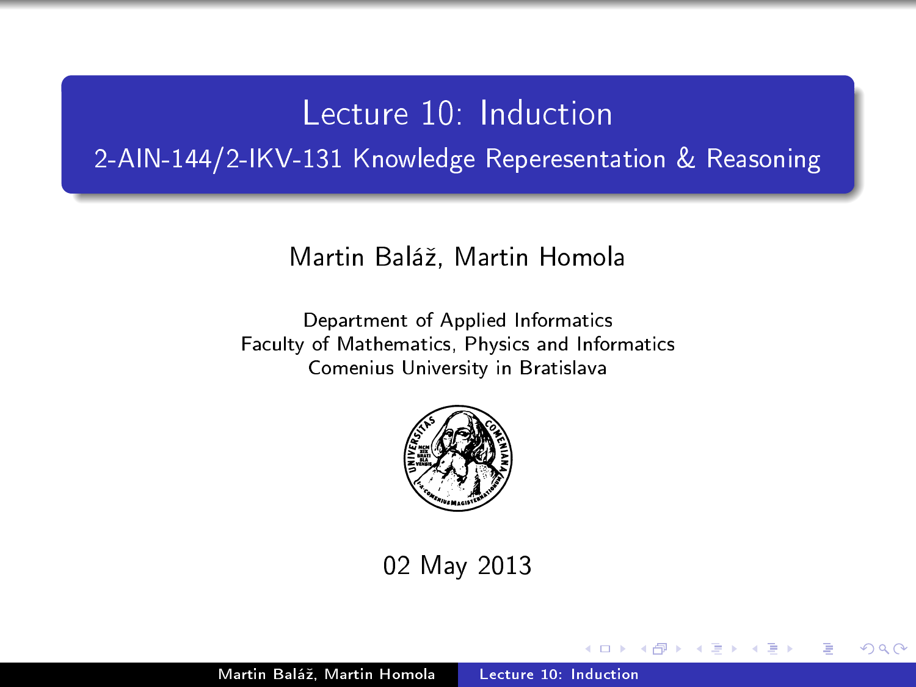# Lecture 10: Induction

## 2-AIN-144/2-IKV-131 Knowledge Reperesentation & Reasoning

Martin Baláž, Martin Homola

Department of Applied Informatics
Faculty of Mathematics, Physics and Informatics
Comenius University in Bratislava

02 May 2013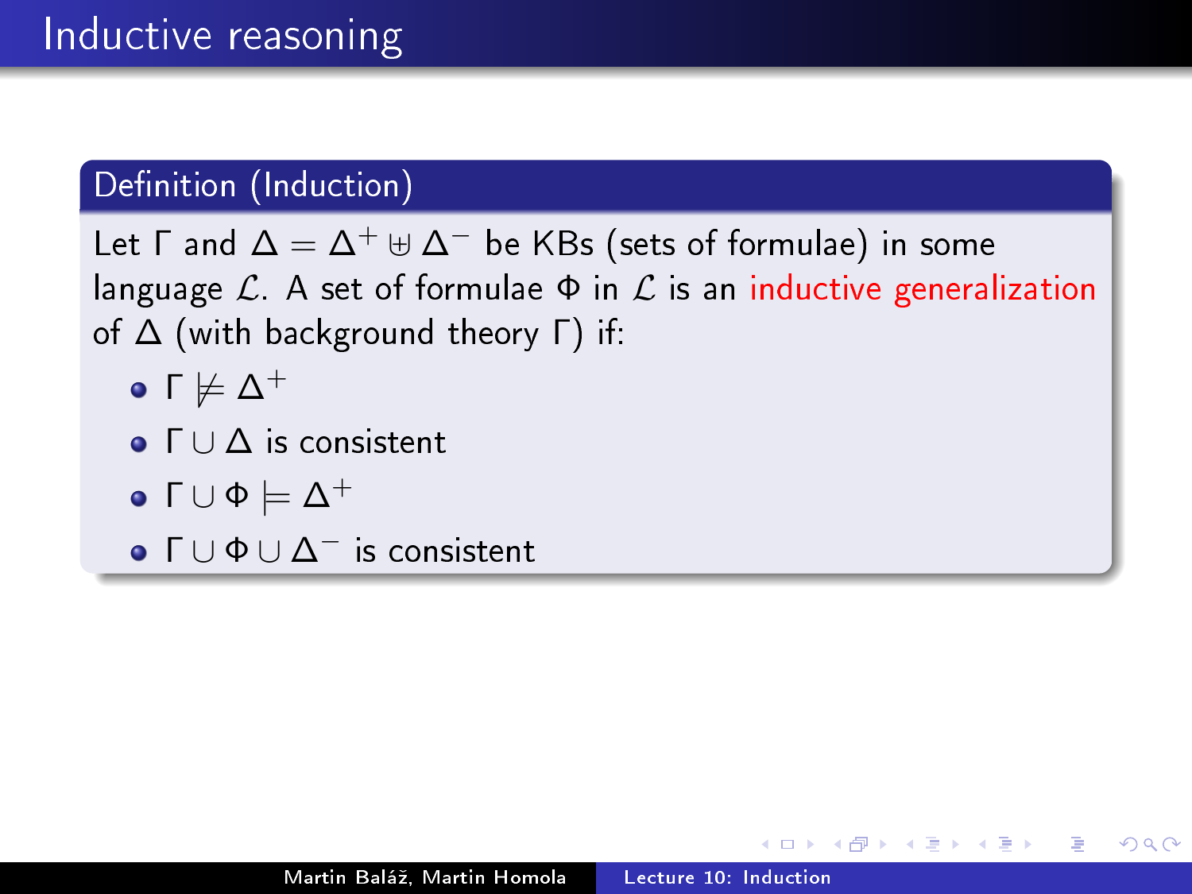# Inductive reasoning

**Definition (Induction)**

Let $\Gamma$ and $\Delta = \Delta^+ \uplus \Delta^-$ be KBs (sets of formulae) in some language $\mathcal{L}$. A set of formulae $\Phi$ in $\mathcal{L}$ is an inductive generalization of $\Delta$ (with background theory $\Gamma$) if:

- $\Gamma \not\models \Delta^+$
- $\Gamma \cup \Delta$ is consistent
- $\Gamma \cup \Phi \models \Delta^+$
- $\Gamma \cup \Phi \cup \Delta^-$ is consistent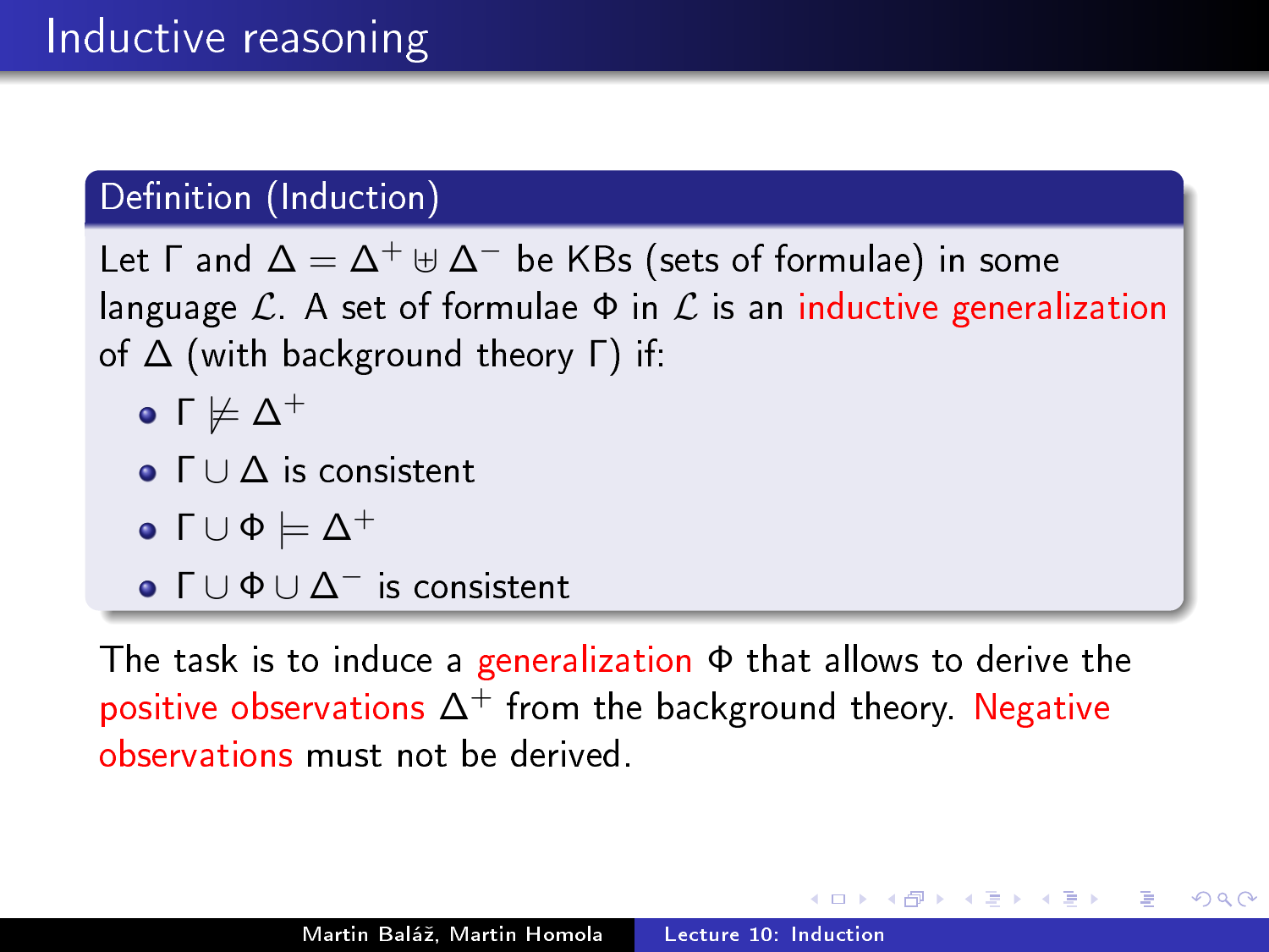# Inductive reasoning

## Definition (Induction)

Let $\Gamma$ and $\Delta = \Delta^+ \uplus \Delta^-$ be KBs (sets of formulae) in some language $\mathcal{L}$. A set of formulae $\Phi$ in $\mathcal{L}$ is an inductive generalization of $\Delta$ (with background theory $\Gamma$) if:

- $\Gamma \not\models \Delta^+$
- $\Gamma \cup \Delta$ is consistent
- $\Gamma \cup \Phi \models \Delta^+$
- $\Gamma \cup \Phi \cup \Delta^-$ is consistent

The task is to induce a generalization $\Phi$ that allows to derive the positive observations $\Delta^+$ from the background theory. Negative observations must not be derived.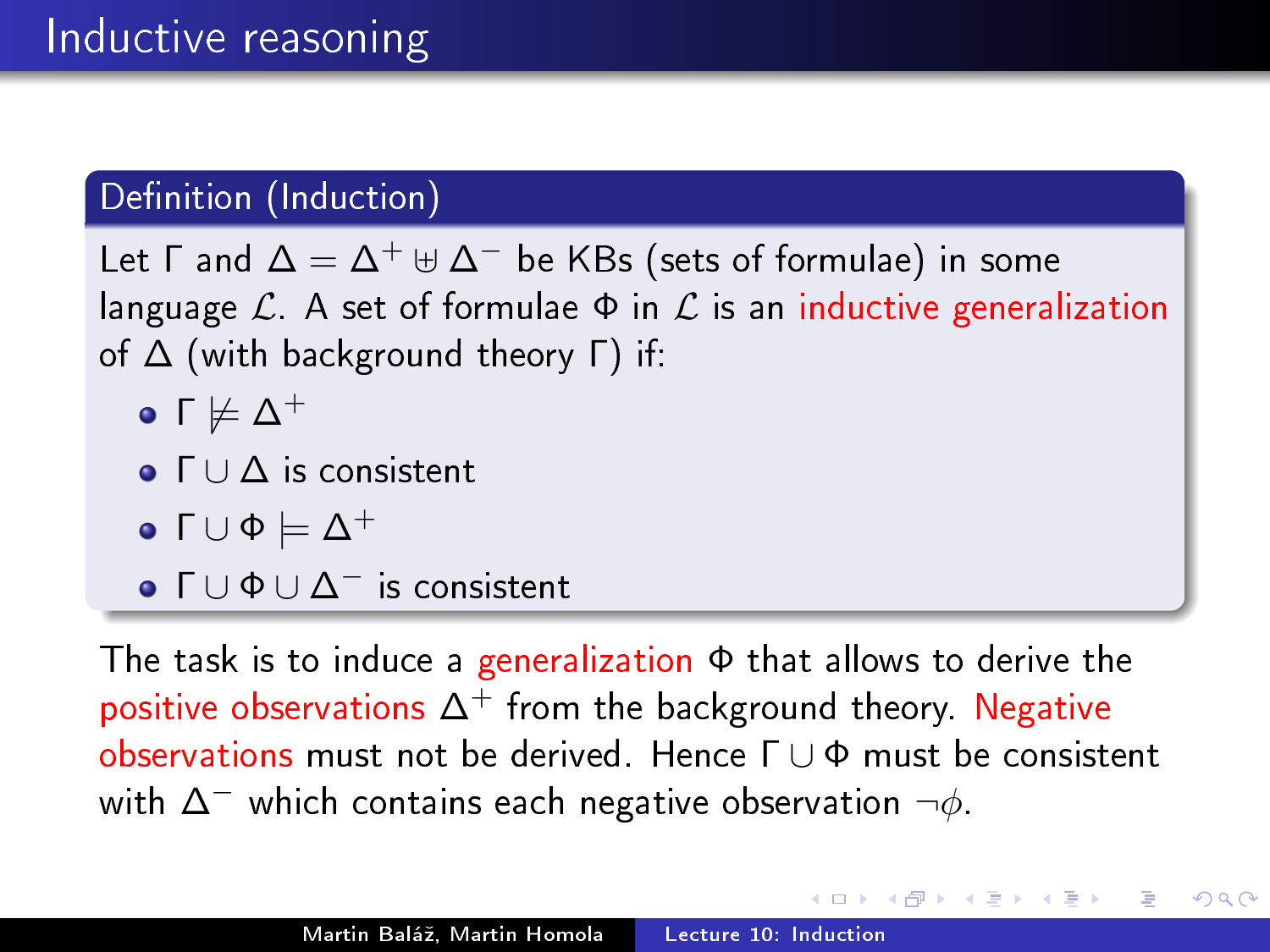# Inductive reasoning

**Definition (Induction)**

Let $\Gamma$ and $\Delta = \Delta^+ \uplus \Delta^-$ be KBs (sets of formulae) in some language $\mathcal{L}$. A set of formulae $\Phi$ in $\mathcal{L}$ is an inductive generalization of $\Delta$ (with background theory $\Gamma$) if:

- $\Gamma \not\models \Delta^+$
- $\Gamma \cup \Delta$ is consistent
- $\Gamma \cup \Phi \models \Delta^+$
- $\Gamma \cup \Phi \cup \Delta^-$ is consistent

The task is to induce a generalization $\Phi$ that allows to derive the positive observations $\Delta^+$ from the background theory. Negative observations must not be derived. Hence $\Gamma \cup \Phi$ must be consistent with $\Delta^-$ which contains each negative observation $\neg\phi$.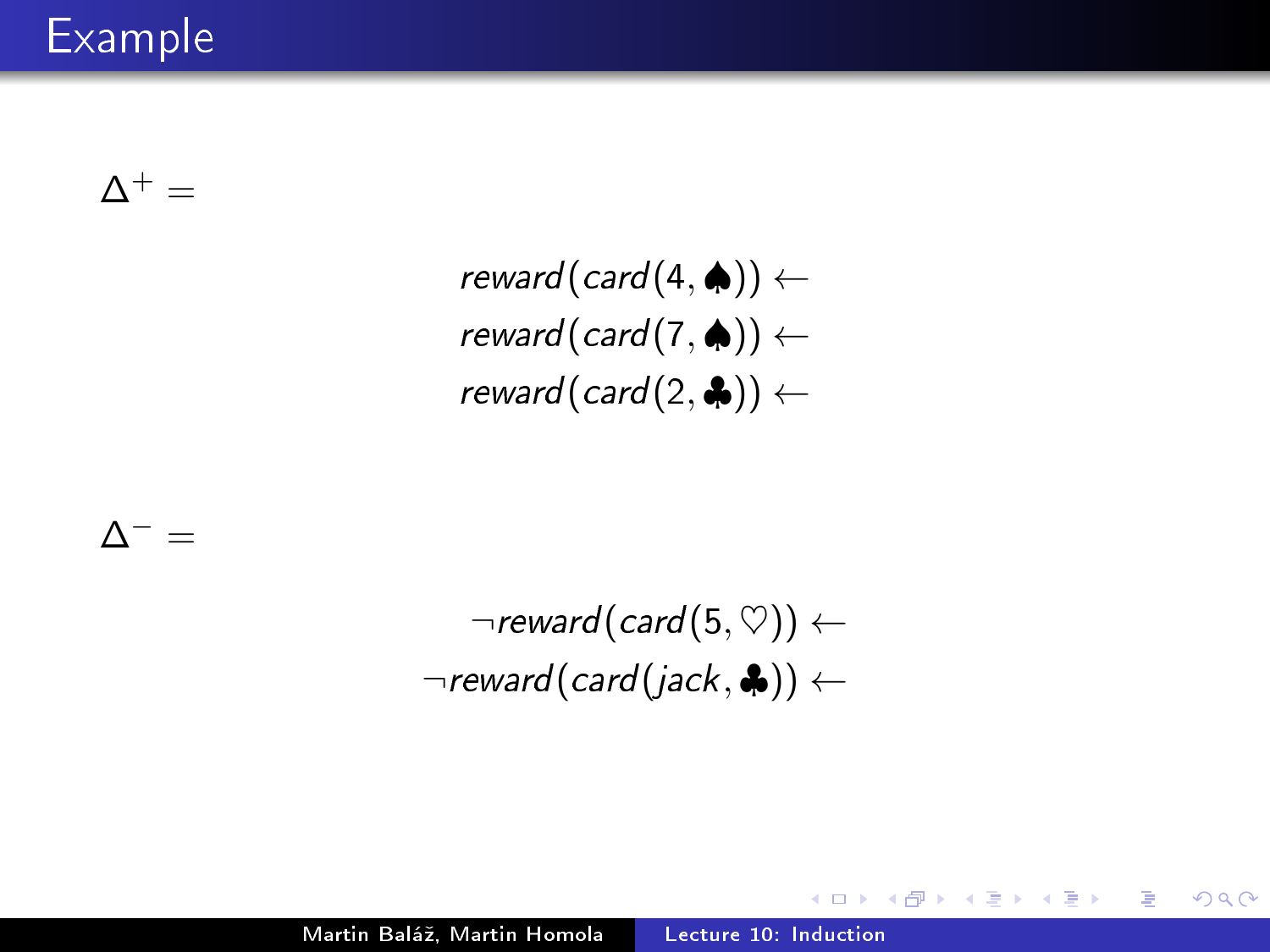# Example

$\Delta^+ =$

$$
\begin{aligned}
&\mathit{reward}(\mathit{card}(4, \spadesuit)) \leftarrow \\
&\mathit{reward}(\mathit{card}(7, \spadesuit)) \leftarrow \\
&\mathit{reward}(\mathit{card}(2, \clubsuit)) \leftarrow
\end{aligned}
$$

$\Delta^- =$

$$
\begin{aligned}
&\neg \mathit{reward}(\mathit{card}(5, \heartsuit)) \leftarrow \\
&\neg \mathit{reward}(\mathit{card}(\mathit{jack}, \clubsuit)) \leftarrow
\end{aligned}
$$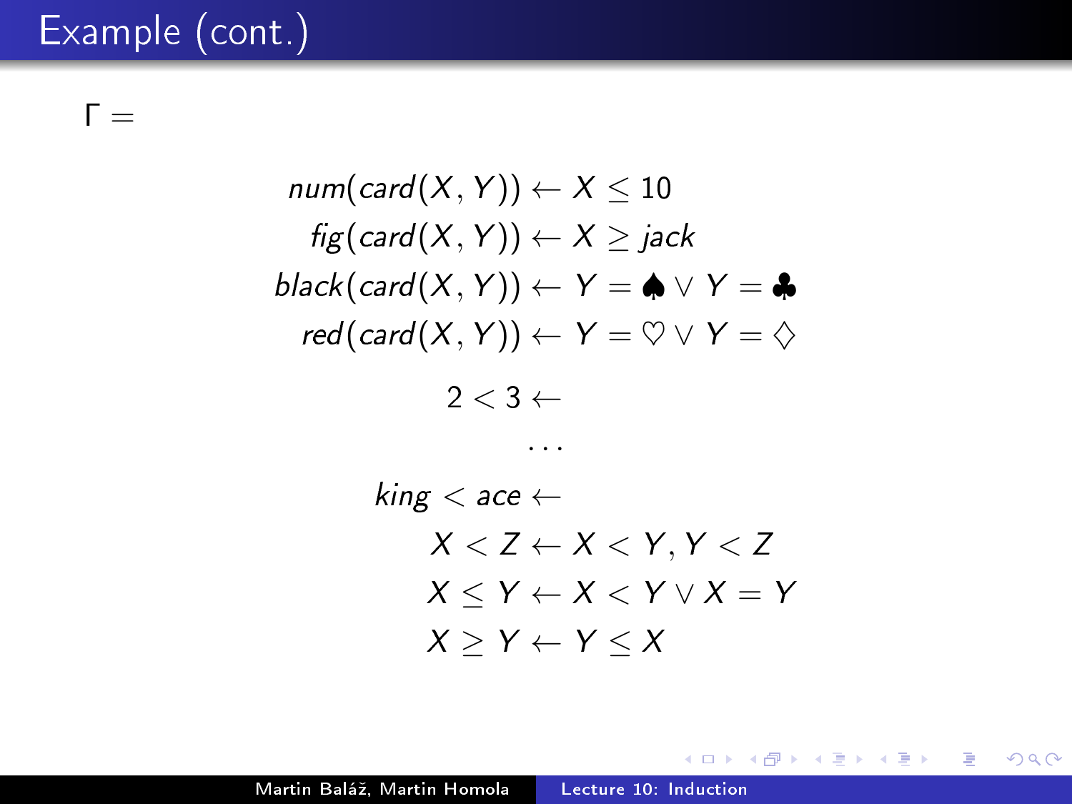# Example (cont.)

$\Gamma =$

$$
\begin{aligned}
num(card(X,Y)) &\leftarrow X \leq 10 \\
fig(card(X,Y)) &\leftarrow X \geq jack \\
black(card(X,Y)) &\leftarrow Y = \spadesuit \vee Y = \clubsuit \\
red(card(X,Y)) &\leftarrow Y = \heartsuit \vee Y = \diamondsuit
\end{aligned}
$$

$$
\begin{aligned}
2 < 3 &\leftarrow \\
&\ldots \\
king < ace &\leftarrow \\
X < Z &\leftarrow X < Y, Y < Z \\
X \leq Y &\leftarrow X < Y \vee X = Y \\
X \geq Y &\leftarrow Y \leq X
\end{aligned}
$$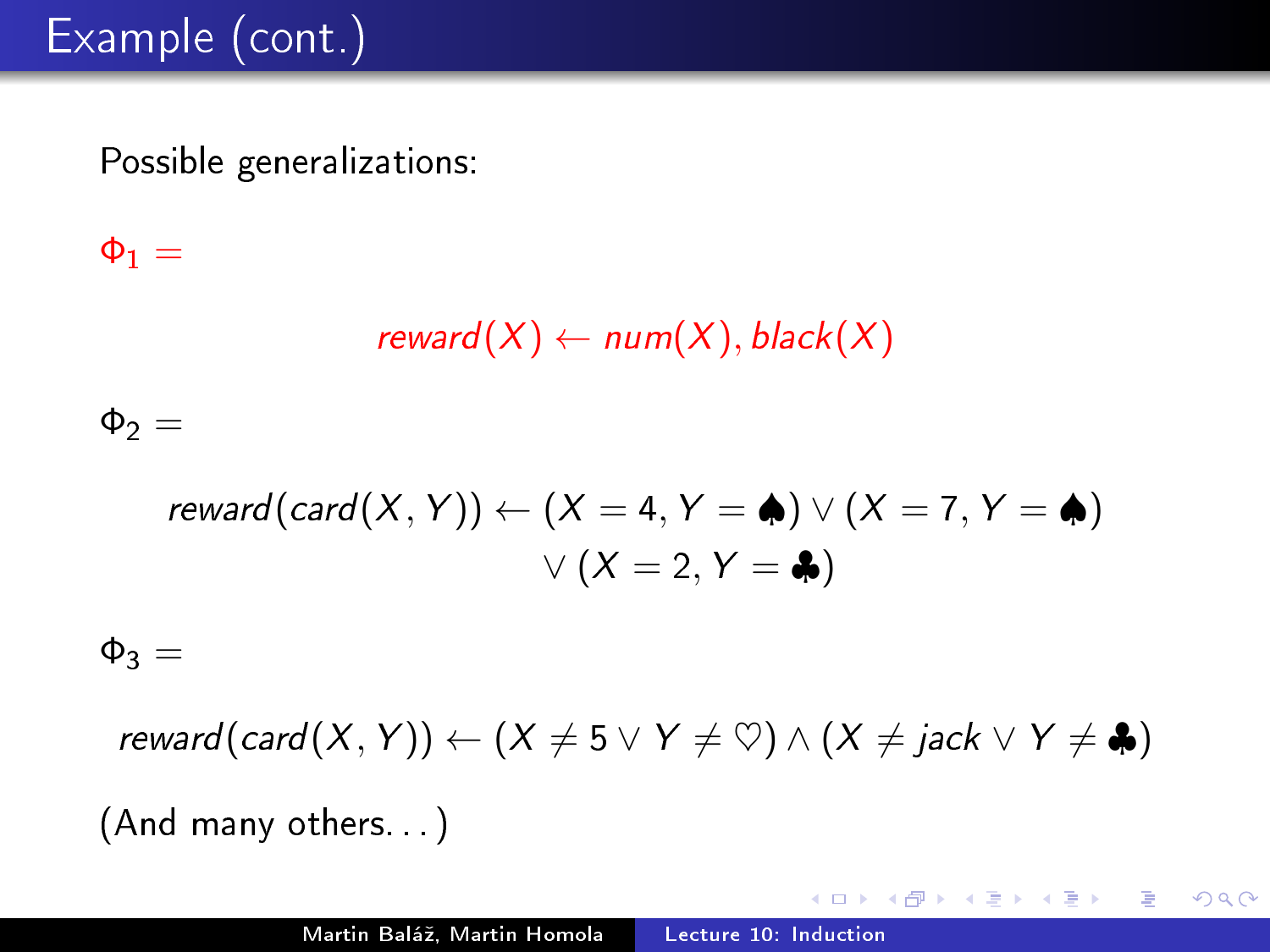# Example (cont.)

Possible generalizations:

$\Phi_1 =$

$$reward(X) \leftarrow num(X), black(X)$$

$\Phi_2 =$

$$reward(card(X,Y)) \leftarrow (X = 4, Y = \spadesuit) \vee (X = 7, Y = \spadesuit) \vee (X = 2, Y = \clubsuit)$$

$\Phi_3 =$

$$reward(card(X,Y)) \leftarrow (X \neq 5 \vee Y \neq \heartsuit) \wedge (X \neq jack \vee Y \neq \clubsuit)$$

(And many others...)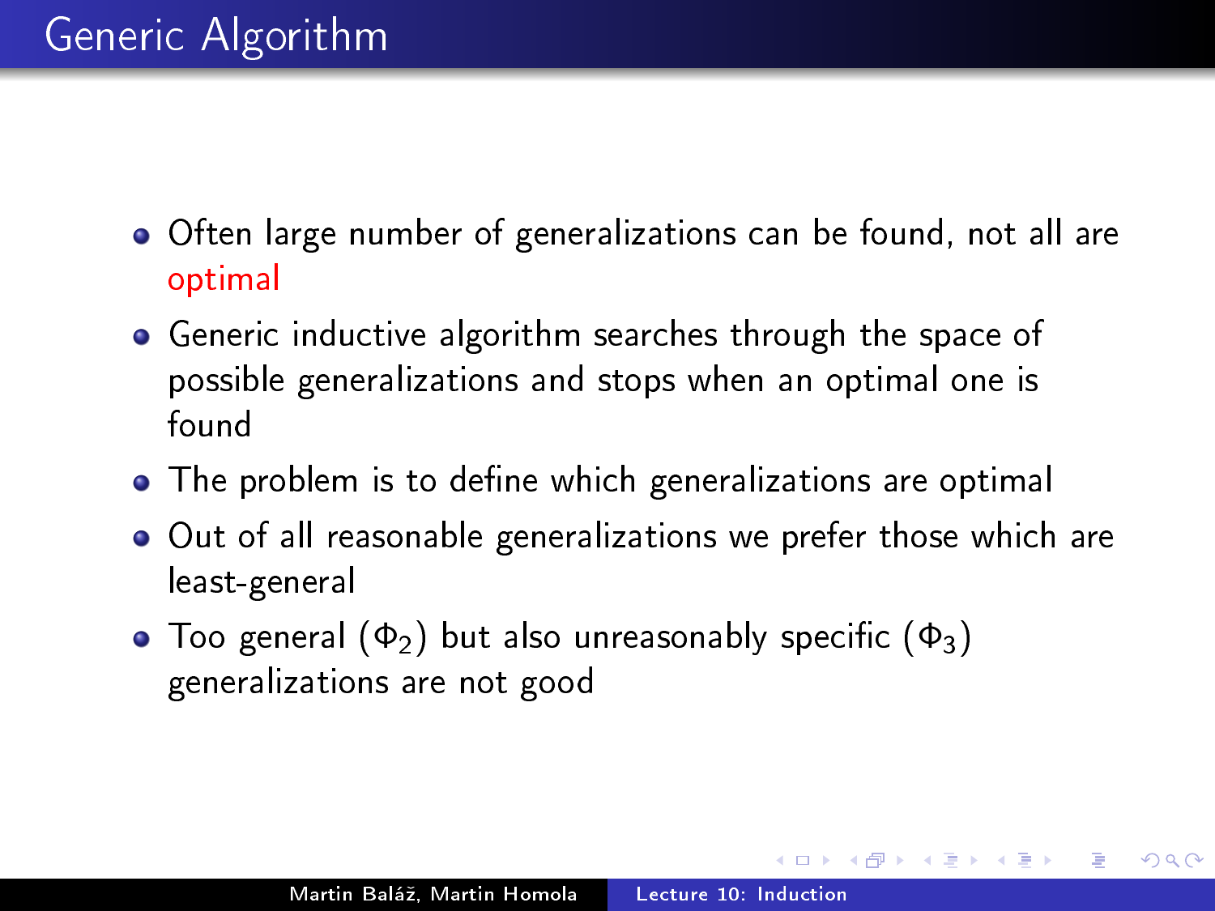# Generic Algorithm

- Often large number of generalizations can be found, not all are optimal
- Generic inductive algorithm searches through the space of possible generalizations and stops when an optimal one is found
- The problem is to define which generalizations are optimal
- Out of all reasonable generalizations we prefer those which are least-general
- Too general ($\Phi_2$) but also unreasonably specific ($\Phi_3$) generalizations are not good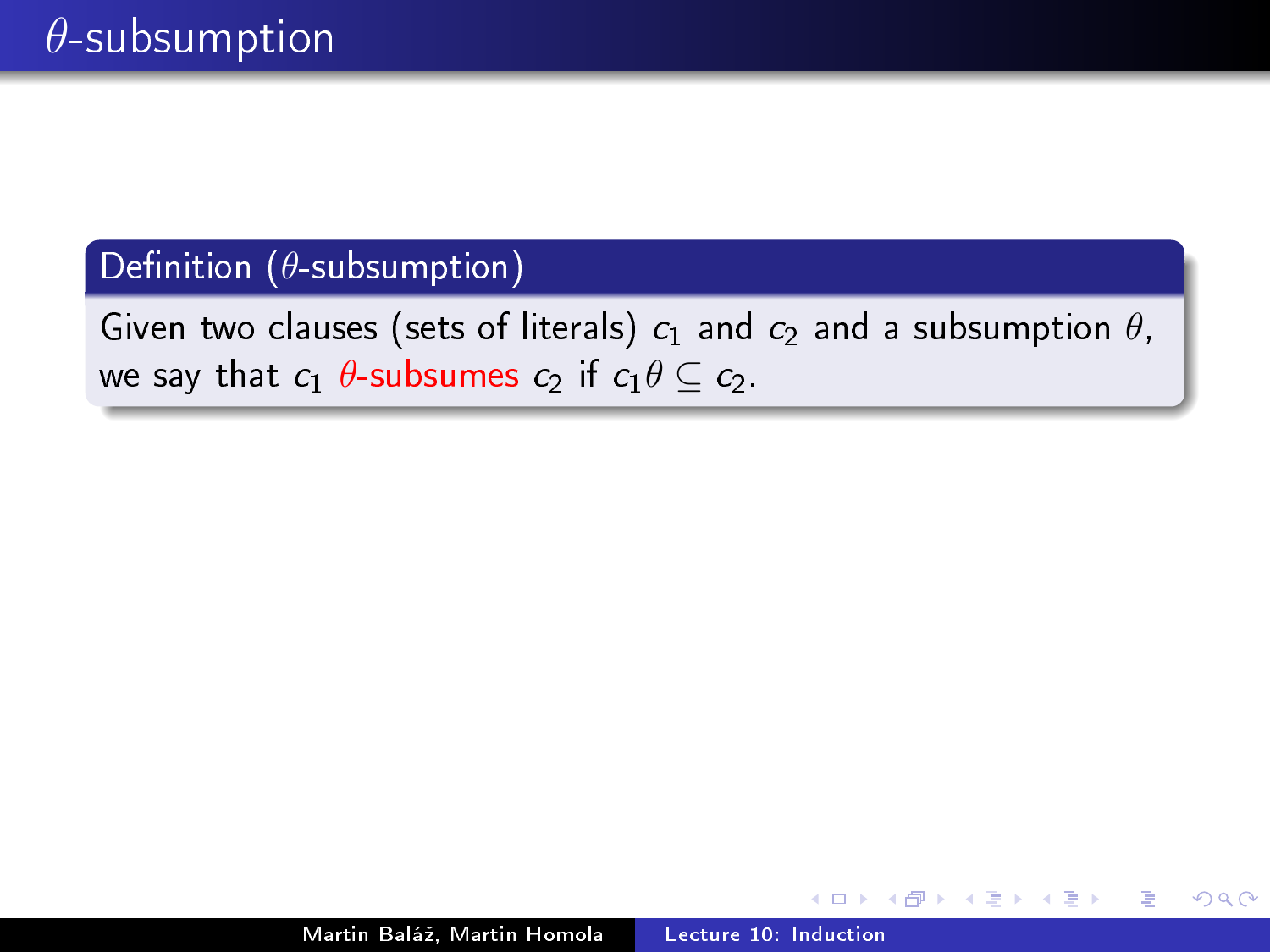# $\theta$-subsumption

**Definition ($\theta$-subsumption)**

Given two clauses (sets of literals) $c_1$ and $c_2$ and a subsumption $\theta$, we say that $c_1$ *$\theta$-subsumes* $c_2$ if $c_1\theta \subseteq c_2$.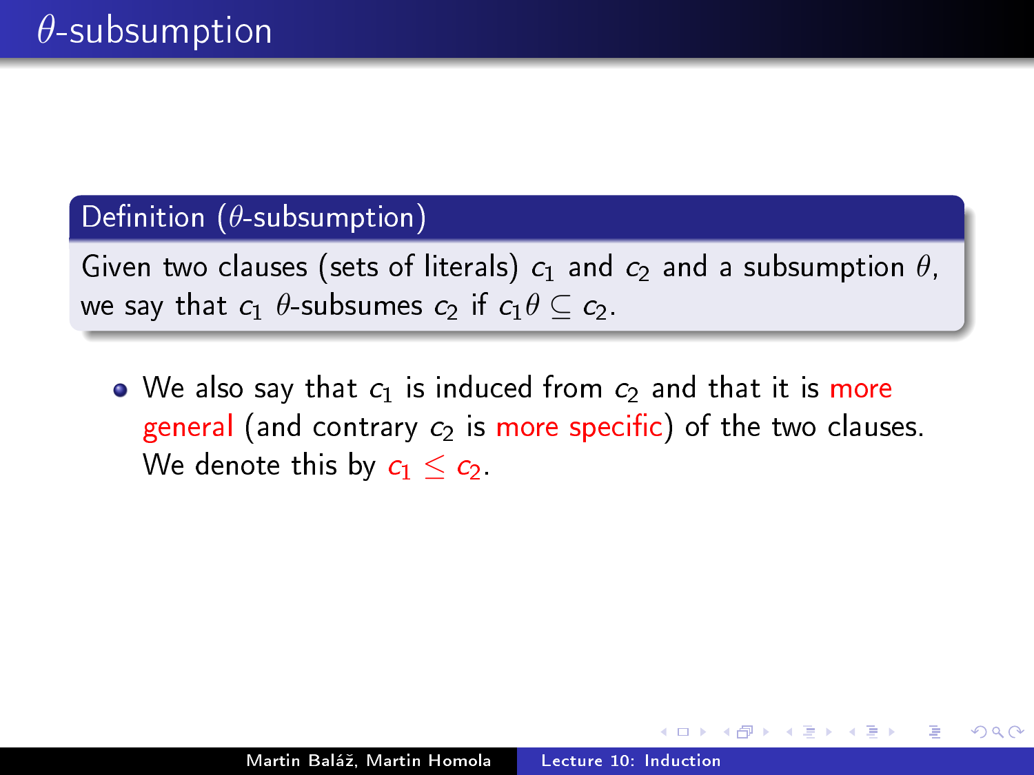# $\theta$-subsumption

**Definition ($\theta$-subsumption)**

Given two clauses (sets of literals) $c_1$ and $c_2$ and a subsumption $\theta$, we say that $c_1$ $\theta$-subsumes $c_2$ if $c_1\theta \subseteq c_2$.

- We also say that $c_1$ is induced from $c_2$ and that it is more general (and contrary $c_2$ is more specific) of the two clauses. We denote this by $c_1 \leq c_2$.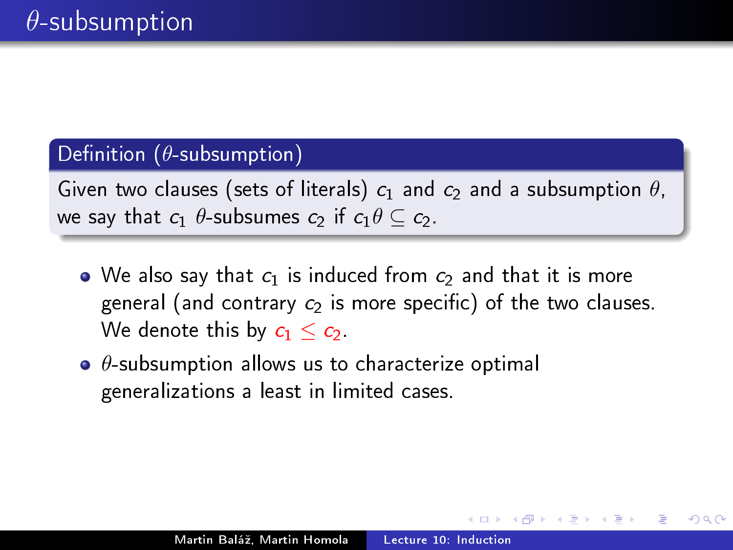# $\theta$-subsumption

**Definition ($\theta$-subsumption)**

Given two clauses (sets of literals) $c_1$ and $c_2$ and a subsumption $\theta$, we say that $c_1$ $\theta$-subsumes $c_2$ if $c_1\theta \subseteq c_2$.

- We also say that $c_1$ is induced from $c_2$ and that it is more general (and contrary $c_2$ is more specific) of the two clauses. We denote this by $c_1 \leq c_2$.
- $\theta$-subsumption allows us to characterize optimal generalizations a least in limited cases.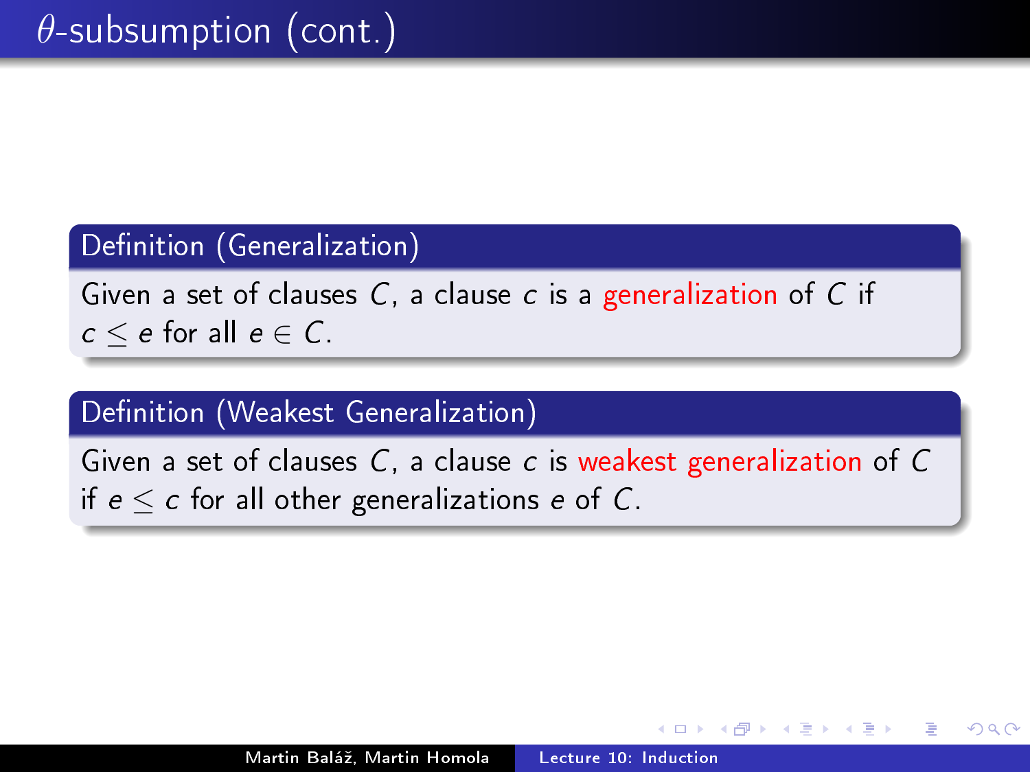# $\theta$-subsumption (cont.)

**Definition (Generalization)**

Given a set of clauses $C$, a clause $c$ is a generalization of $C$ if $c \leq e$ for all $e \in C$.

**Definition (Weakest Generalization)**

Given a set of clauses $C$, a clause $c$ is weakest generalization of $C$ if $e \leq c$ for all other generalizations $e$ of $C$.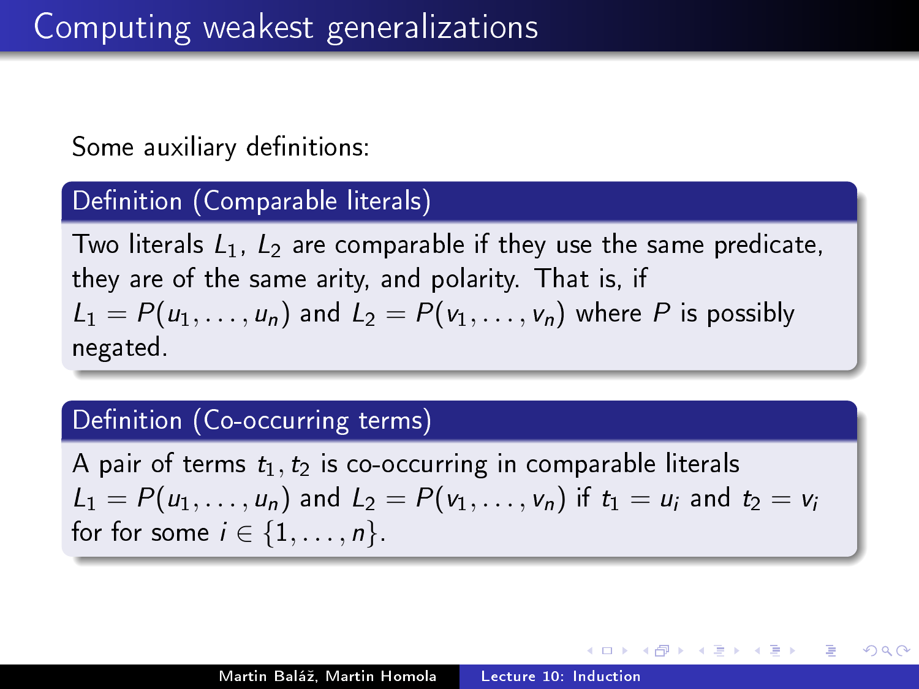# Computing weakest generalizations

Some auxiliary definitions:

### Definition (Comparable literals)

Two literals $L_1$, $L_2$ are comparable if they use the same predicate, they are of the same arity, and polarity. That is, if $L_1 = P(u_1, \dots, u_n)$ and $L_2 = P(v_1, \dots, v_n)$ where $P$ is possibly negated.

### Definition (Co-occurring terms)

A pair of terms $t_1, t_2$ is co-occurring in comparable literals $L_1 = P(u_1, \dots, u_n)$ and $L_2 = P(v_1, \dots, v_n)$ if $t_1 = u_i$ and $t_2 = v_i$ for for some $i \in \{1, \dots, n\}$.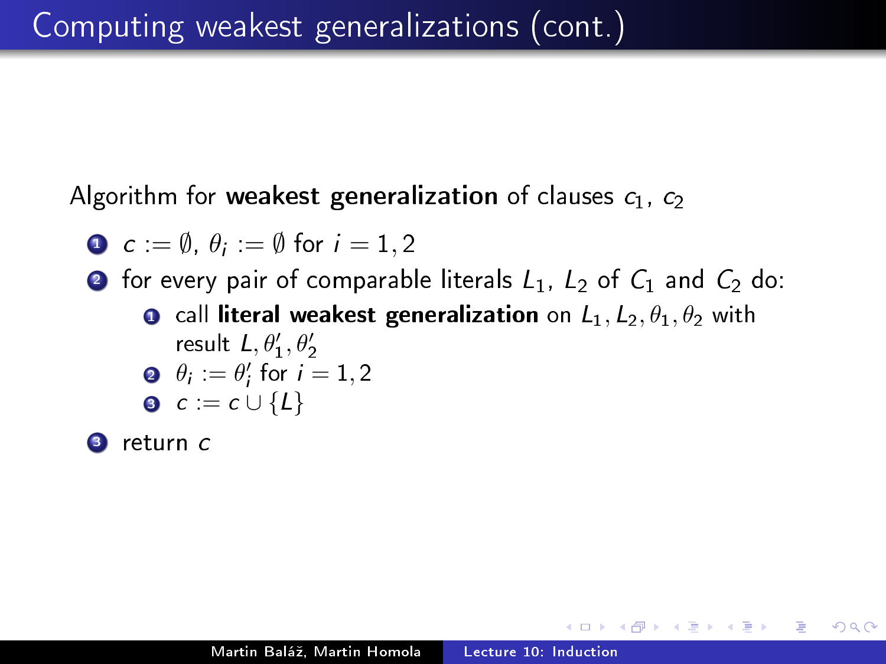# Computing weakest generalizations (cont.)

Algorithm for **weakest generalization** of clauses $c_1$, $c_2$

1. $c := \emptyset$, $\theta_i := \emptyset$ for $i = 1, 2$
2. for every pair of comparable literals $L_1$, $L_2$ of $C_1$ and $C_2$ do:
   1. call **literal weakest generalization** on $L_1, L_2, \theta_1, \theta_2$ with result $L, \theta'_1, \theta'_2$
   2. $\theta_i := \theta'_i$ for $i = 1, 2$
   3. $c := c \cup \{L\}$
3. return $c$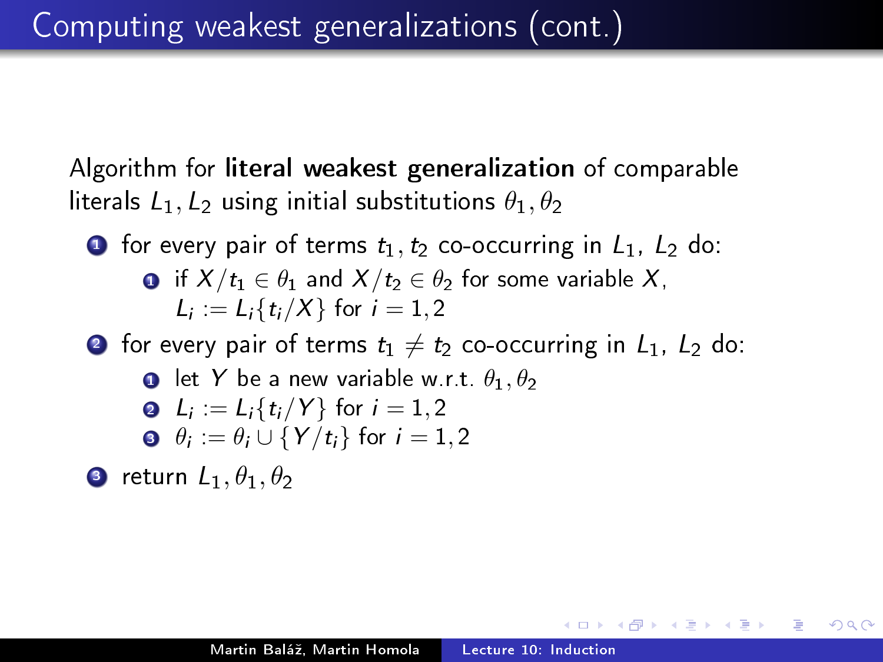# Computing weakest generalizations (cont.)

Algorithm for **literal weakest generalization** of comparable literals $L_1, L_2$ using initial substitutions $\theta_1, \theta_2$

1. for every pair of terms $t_1, t_2$ co-occurring in $L_1$, $L_2$ do:
   1. if $X/t_1 \in \theta_1$ and $X/t_2 \in \theta_2$ for some variable $X$, $L_i := L_i\{t_i/X\}$ for $i = 1, 2$
2. for every pair of terms $t_1 \neq t_2$ co-occurring in $L_1$, $L_2$ do:
   1. let $Y$ be a new variable w.r.t. $\theta_1, \theta_2$
   2. $L_i := L_i\{t_i/Y\}$ for $i = 1, 2$
   3. $\theta_i := \theta_i \cup \{Y/t_i\}$ for $i = 1, 2$
3. return $L_1, \theta_1, \theta_2$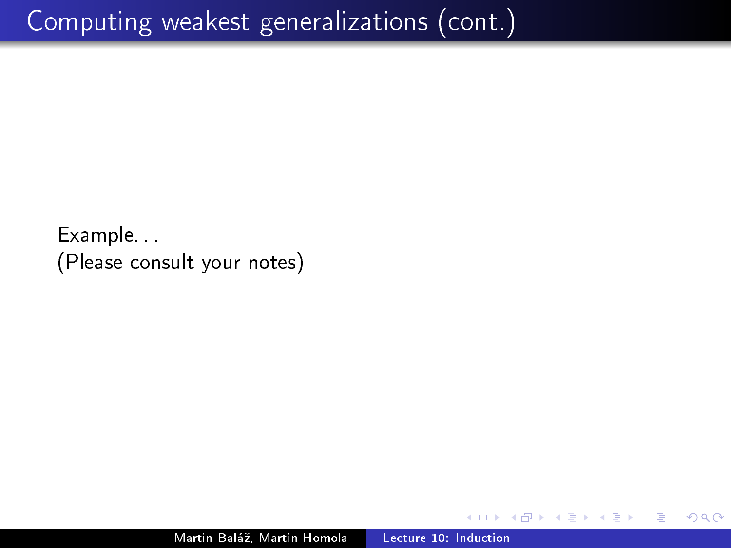# Computing weakest generalizations (cont.)

Example. . .
(Please consult your notes)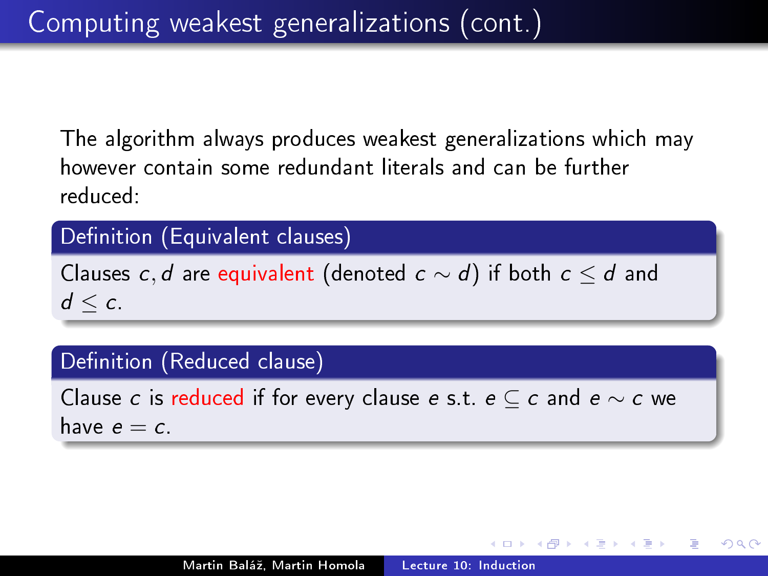# Computing weakest generalizations (cont.)

The algorithm always produces weakest generalizations which may however contain some redundant literals and can be further reduced:

**Definition (Equivalent clauses)**

Clauses $c, d$ are equivalent (denoted $c \sim d$) if both $c \leq d$ and $d \leq c$.

**Definition (Reduced clause)**

Clause $c$ is reduced if for every clause $e$ s.t. $e \subseteq c$ and $e \sim c$ we have $e = c$.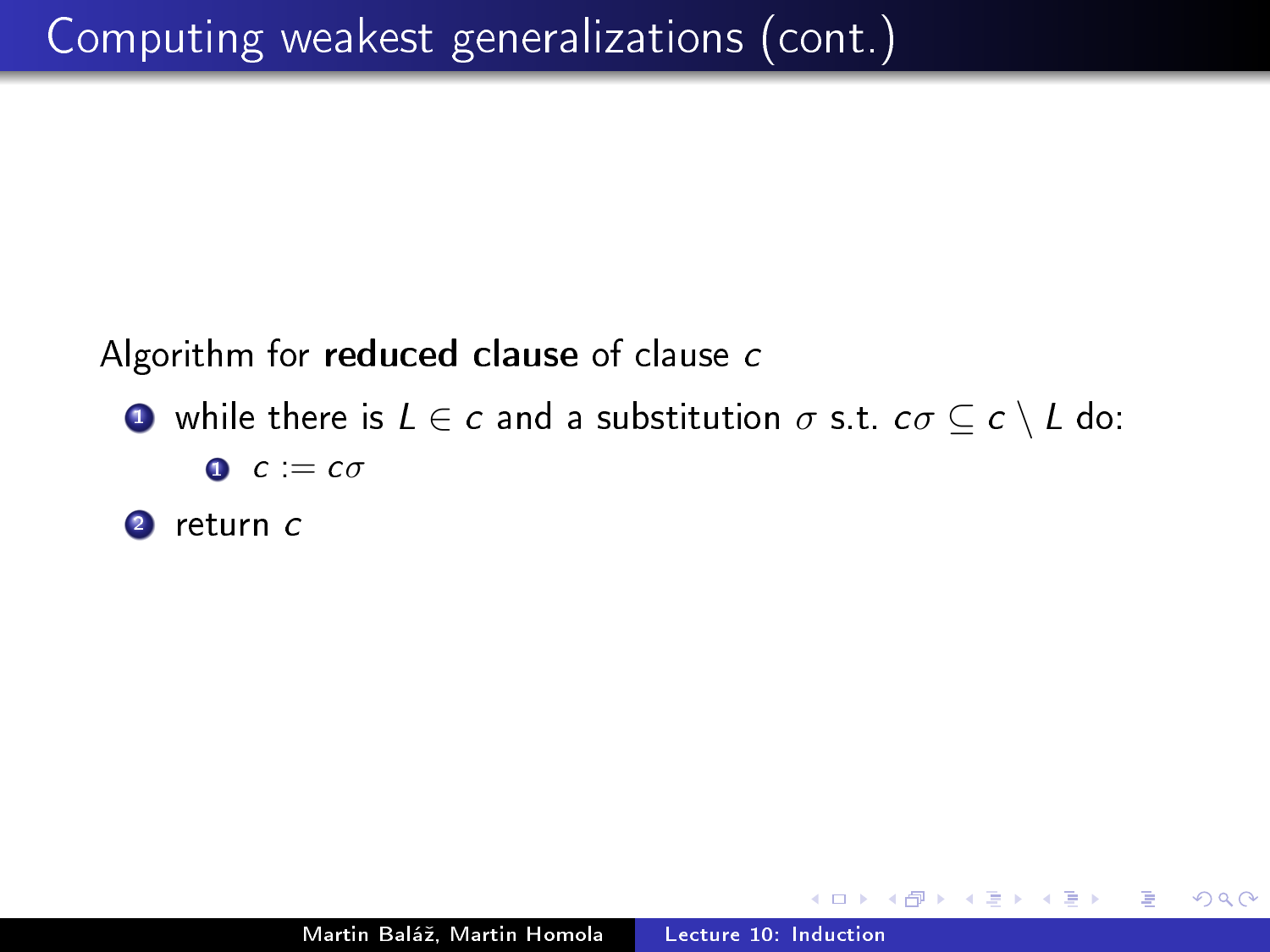# Computing weakest generalizations (cont.)

Algorithm for **reduced clause** of clause $c$

1. while there is $L \in c$ and a substitution $\sigma$ s.t. $c\sigma \subseteq c \setminus L$ do:
   1. $c := c\sigma$
2. return $c$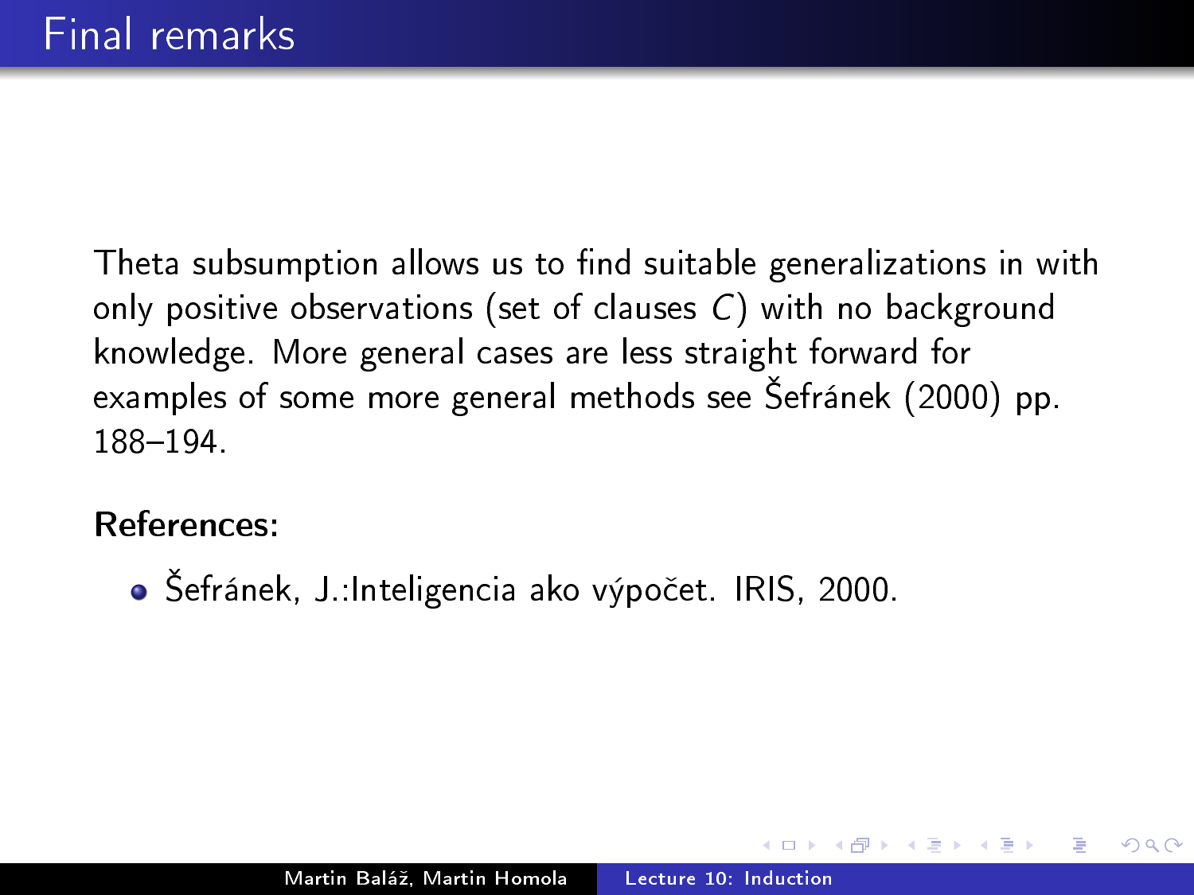# Final remarks

Theta subsumption allows us to find suitable generalizations in with only positive observations (set of clauses $C$) with no background knowledge. More general cases are less straight forward for examples of some more general methods see Šefránek (2000) pp. 188–194.

**References:**

- Šefránek, J.:Inteligencia ako výpočet. IRIS, 2000.